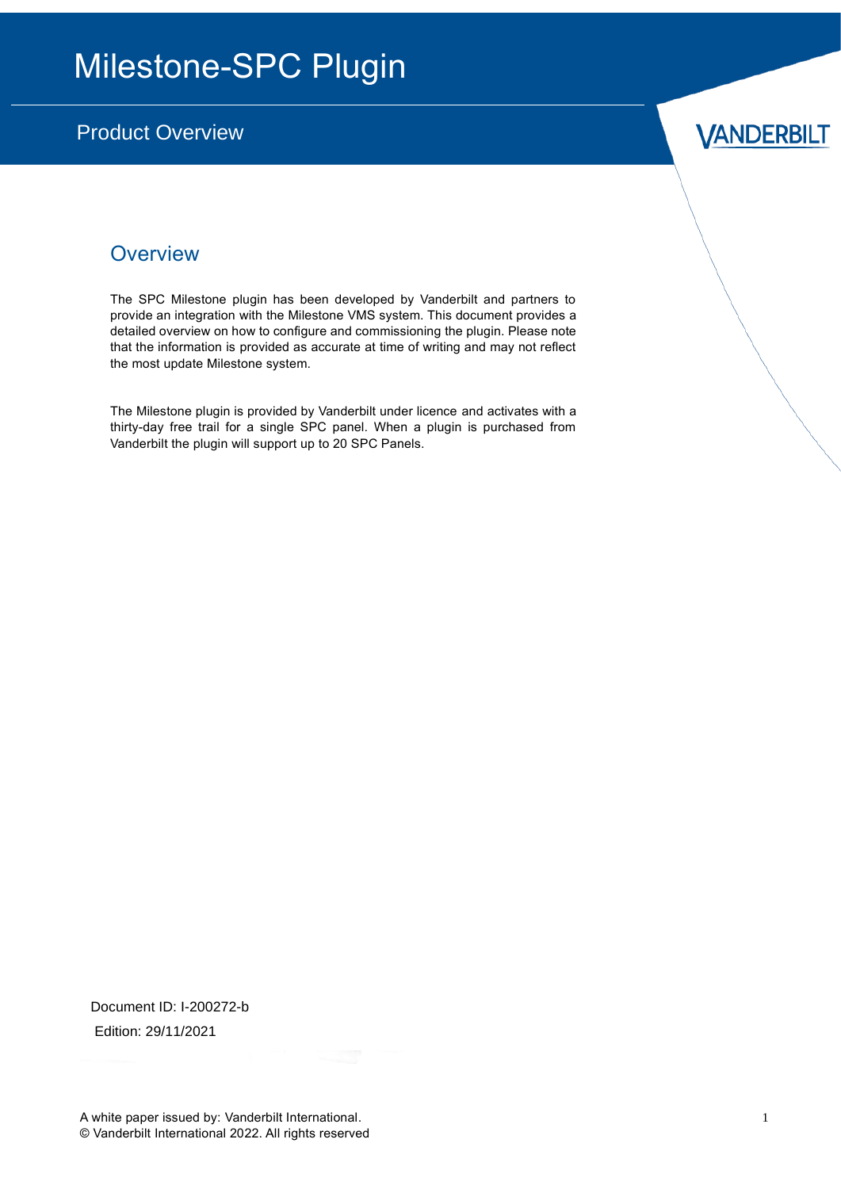# Milestone-SPC Plugin

## Product Overview

VANDERBILT

## Overview

The SPC Milestone plugin has been developed by Vanderbilt and partners to provide an integration with the Milestone VMS system. This document provides a detailed overview on how to configure and commissioning the plugin. Please note that the information is provided as accurate at time of writing and may not reflect the most update Milestone system.

The Milestone plugin is provided by Vanderbilt under licence and activates with a thirty-day free trail for a single SPC panel. When a plugin is purchased from Vanderbilt the plugin will support up to 20 SPC Panels.

Document ID: I-200272-b

Edition: 29/11/2021

A white paper issued by: Vanderbilt International.
© Vanderbilt International 2022. All rights reserved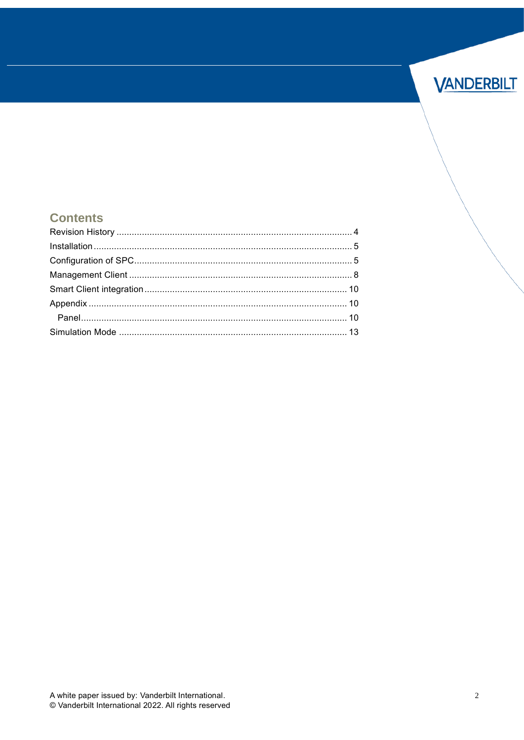## Contents

Revision History ........................................................................................... 4
Installation .................................................................................................... 5
Configuration of SPC.................................................................................... 5
Management Client ....................................................................................... 8
Smart Client integration ............................................................................... 10
Appendix ..................................................................................................... 10
  Panel........................................................................................................ 10
Simulation Mode .......................................................................................... 13

A white paper issued by: Vanderbilt International.
© Vanderbilt International 2022. All rights reserved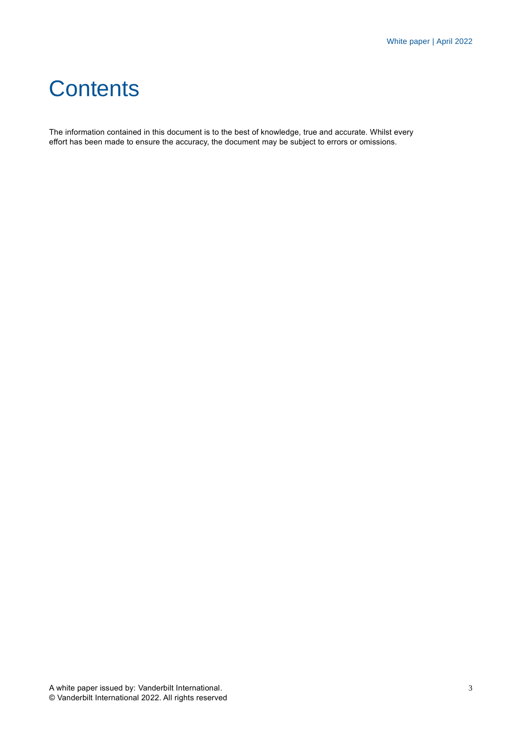# Contents

The information contained in this document is to the best of knowledge, true and accurate. Whilst every effort has been made to ensure the accuracy, the document may be subject to errors or omissions.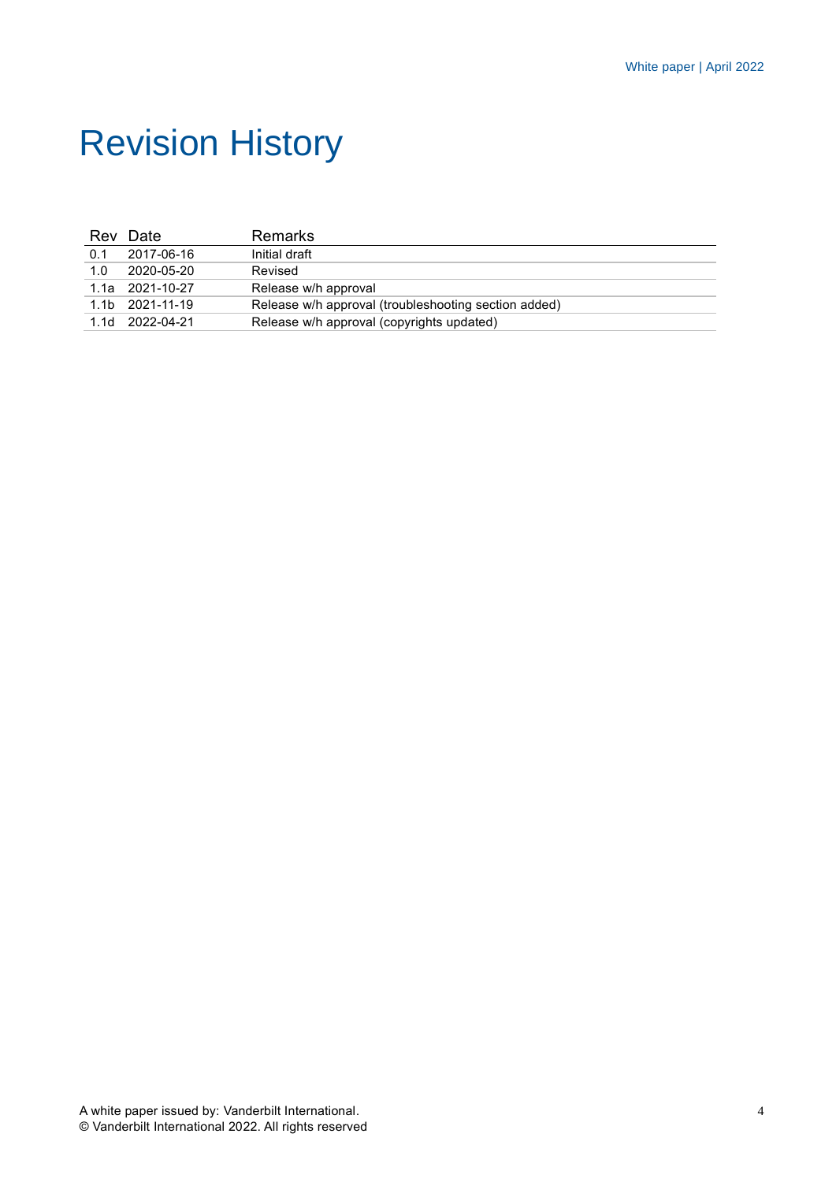# Revision History

| Rev | Date | Remarks |
| --- | --- | --- |
| 0.1 | 2017-06-16 | Initial draft |
| 1.0 | 2020-05-20 | Revised |
| 1.1a | 2021-10-27 | Release w/h approval |
| 1.1b | 2021-11-19 | Release w/h approval (troubleshooting section added) |
| 1.1d | 2022-04-21 | Release w/h approval (copyrights updated) |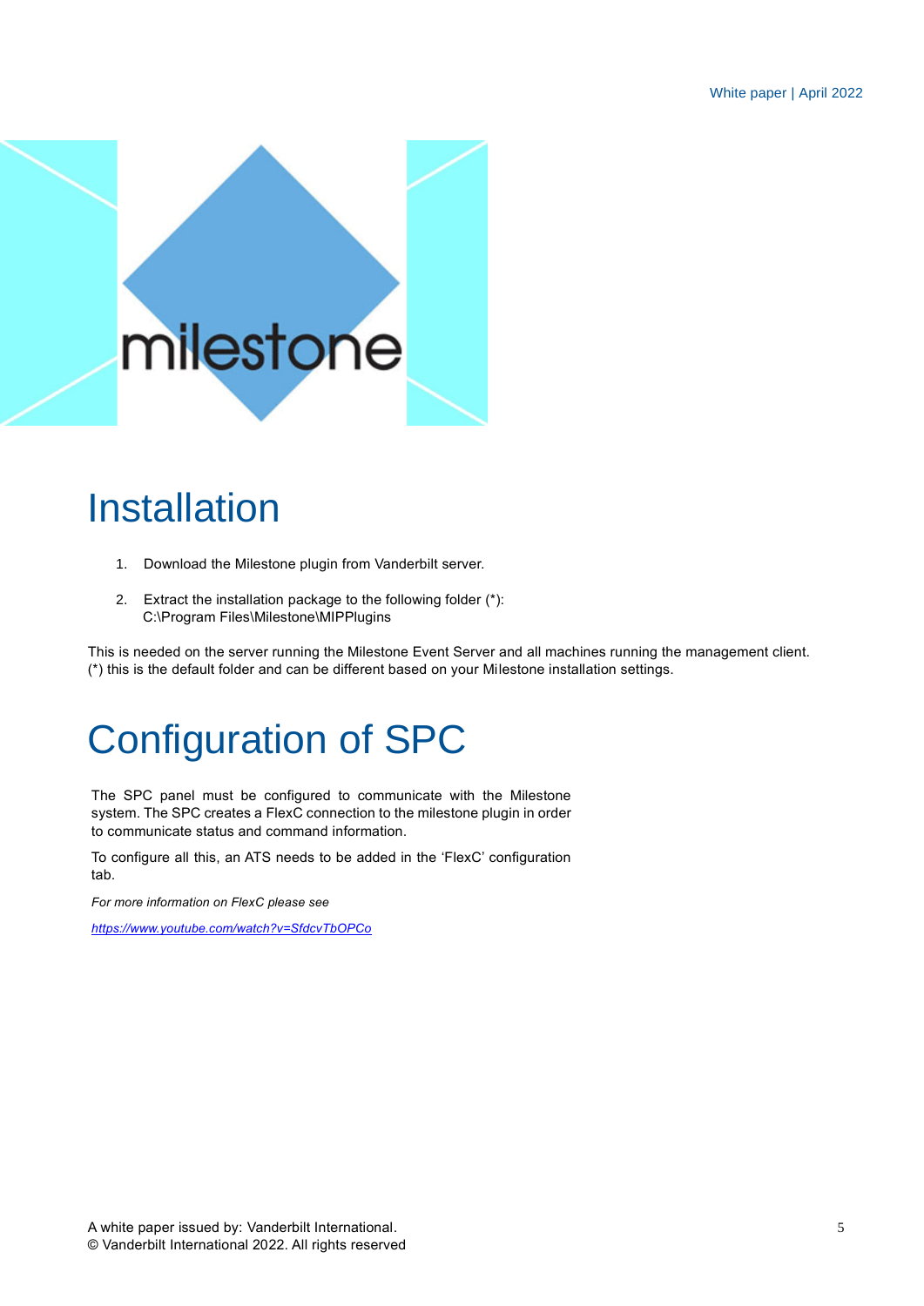# Installation

1. Download the Milestone plugin from Vanderbilt server.
2. Extract the installation package to the following folder (*):
   C:\Program Files\Milestone\MIPPlugins

This is needed on the server running the Milestone Event Server and all machines running the management client.
(*) this is the default folder and can be different based on your Milestone installation settings.

# Configuration of SPC

The SPC panel must be configured to communicate with the Milestone system. The SPC creates a FlexC connection to the milestone plugin in order to communicate status and command information.

To configure all this, an ATS needs to be added in the 'FlexC' configuration tab.

*For more information on FlexC please see*

*https://www.youtube.com/watch?v=SfdcvTbOPCo*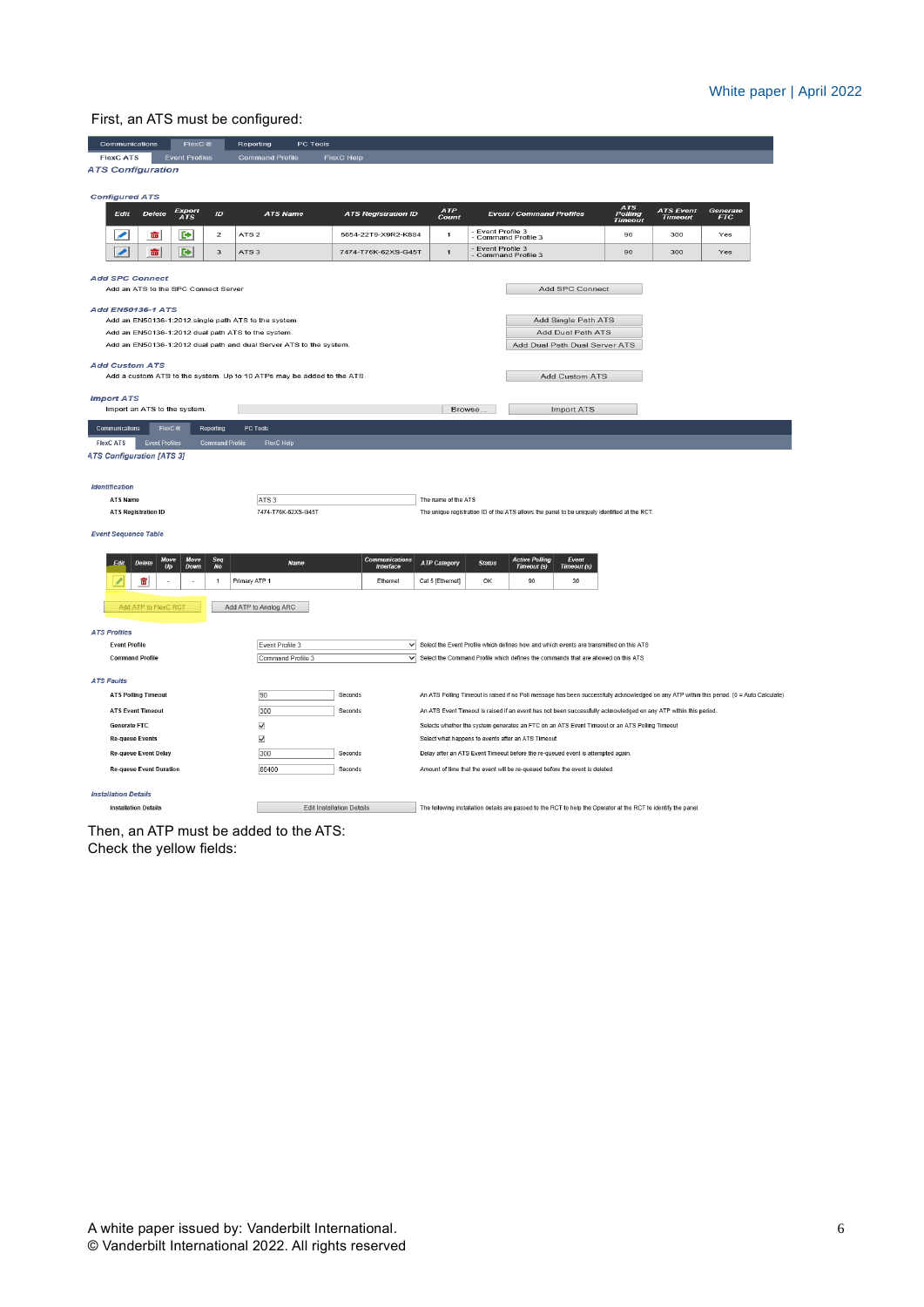First, an ATS must be configured:

Communications | FlexC® | Reporting | PC Tools

FlexC ATS | Event Profiles | Command Profile | FlexC Help

*ATS Configuration*

*Configured ATS*

| Edit | Delete | Export ATS | ID | ATS Name | ATS Registration ID | ATP Count | Event / Command Profiles | ATS Polling Timeout | ATS Event Timeout | Generate FTC |
|---|---|---|---|---|---|---|---|---|---|---|
| | | | 2 | ATS 2 | 5654-22T9-X9R2-K884 | 1 | - Event Profile 3 - Command Profile 3 | 90 | 300 | Yes |
| | | | 3 | ATS 3 | 7474-T76K-62XS-G45T | 1 | - Event Profile 3 - Command Profile 3 | 90 | 300 | Yes |

*Add SPC Connect*

Add an ATS to the SPC Connect Server — Add SPC Connect

*Add EN50136-1 ATS*

Add an EN50136-1:2012 single path ATS to the system. — Add Single Path ATS

Add an EN50136-1:2012 dual path ATS to the system. — Add Dual Path ATS

Add an EN50136-1:2012 dual path and dual Server ATS to the system. — Add Dual Path Dual Server ATS

*Add Custom ATS*

Add a custom ATS to the system. Up to 10 ATPs may be added to the ATS. — Add Custom ATS

*Import ATS*

Import an ATS to the system. — Browse... — Import ATS

Communications | FlexC® | Reporting | PC Tools

FlexC ATS | Event Profiles | Command Profile | FlexC Help

*ATS Configuration [ATS 3]*

*Identification*

| | | |
|---|---|---|
| ATS Name | ATS 3 | The name of the ATS |
| ATS Registration ID | 7474-T76K-62XS-G45T | The unique registration ID of the ATS allows the panel to be uniquely identified at the RCT. |

*Event Sequence Table*

| Edit | Delete | Move Up | Move Down | Seq No | Name | Communications Interface | ATP Category | Status | Active Polling Timeout (s) | Event Timeout (s) |
|---|---|---|---|---|---|---|---|---|---|---|
| | | - | - | 1 | Primary ATP 1 | Ethernet | Cat 5 [Ethernet] | OK | 90 | 30 |

Add ATP to FlexC RCT | Add ATP to Analog ARC

*ATS Profiles*

| | | |
|---|---|---|
| Event Profile | Event Profile 3 | Select the Event Profile which defines how and which events are transmitted on this ATS |
| Command Profile | Command Profile 3 | Select the Command Profile which defines the commands that are allowed on this ATS |

*ATS Faults*

| | | | |
|---|---|---|---|
| ATS Polling Timeout | 90 | Seconds | An ATS Polling Timeout is raised if no Poll message has been successfully acknowledged on any ATP within this period. (0 = Auto Calculate) |
| ATS Event Timeout | 300 | Seconds | An ATS Event Timeout is raised if an event has not been successfully acknowledged on any ATP within this period. |
| Generate FTC | ☑ | | Selects whether the system generates an FTC on an ATS Event Timeout or an ATS Polling Timeout |
| Re-queue Events | ☑ | | Select what happens to events after an ATS Timeout |
| Re-queue Event Delay | 300 | Seconds | Delay after an ATS Event Timeout before the re-queued event is attempted again. |
| Re-queue Event Duration | 86400 | Seconds | Amount of time that the event will be re-queued before the event is deleted. |

*Installation Details*

Installation Details — Edit Installation Details — The following installation details are passed to the RCT to help the Operator at the RCT to identify the panel.

Then, an ATP must be added to the ATS.
Check the yellow fields: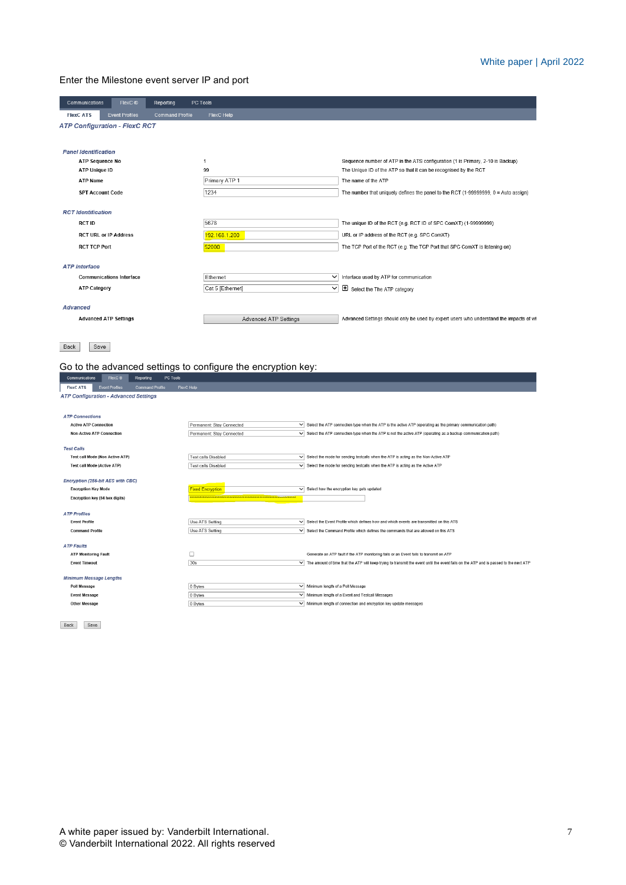Enter the Milestone event server IP and port

Communications | FlexC ® | Reporting | PC Tools

FlexC ATS | Event Profiles | Command Profile | FlexC Help

*ATP Configuration - FlexC RCT*

*Panel Identification*

| | | |
|---|---|---|
| ATP Sequence No | 1 | Sequence number of ATP in the ATS configuration (1 is Primary, 2-10 is Backup) |
| ATP Unique ID | 99 | The Unique ID of the ATP so that it can be recognised by the RCT |
| ATP Name | Primary ATP 1 | The name of the ATP |
| SPT Account Code | 1234 | The number that uniquely defines the panel to the RCT (1-99999999, 0 = Auto assign) |

*RCT Identification*

| | | |
|---|---|---|
| RCT ID | 5678 | The unique ID of the RCT (e.g. RCT ID of SPC ComXT) (1-99999999) |
| RCT URL or IP Address | 192.168.1.200 | URL or IP address of the RCT (e.g. SPC ComXT) |
| RCT TCP Port | 52000 | The TCP Port of the RCT (e.g. The TCP Port that SPC ComXT is listening on) |

*ATP Interface*

| | | |
|---|---|---|
| Communications Interface | Ethernet | Interface used by ATP for communication |
| ATP Category | Cat 5 [Ethernet] | Select the The ATP category |

*Advanced*

| | | |
|---|---|---|
| Advanced ATP Settings | Advanced ATP Settings | Advanced Settings should only be used by expert users who understand the impacts of wi |

Back | Save

Go to the advanced settings to configure the encryption key:

Communications | FlexC ® | Reporting | PC Tools

FlexC ATS | Event Profiles | Command Profile | FlexC Help

*ATP Configuration - Advanced Settings*

*ATP Connections*

| | | |
|---|---|---|
| Active ATP Connection | Permanent: Stay Connected | Select the ATP connection type when the ATP is the active ATP (operating as the primary communication path) |
| Non-Active ATP Connection | Permanent: Stay Connected | Select the ATP connection type when the ATP is not the active ATP (operating as a backup communication path) |

*Test Calls*

| | | |
|---|---|---|
| Test call Mode (Non Active ATP) | Test calls Disabled | Select the mode for sending testcalls when the ATP is acting as the Non-Active ATP |
| Test call Mode (Active ATP) | Test calls Disabled | Select the mode for sending testcalls when the ATP is acting as the Active ATP |

*Encryption (256-bit AES with CBC)*

| | | |
|---|---|---|
| Encryption Key Mode | Fixed Encryption | Select how the encryption key gets updated |
| Encryption key (64 hex digits) | **************************************************************** | |

*ATP Profiles*

| | | |
|---|---|---|
| Event Profile | Use ATS Setting | Select the Event Profile which defines how and which events are transmitted on this ATS |
| Command Profile | Use ATS Setting | Select the Command Profile which defines the commands that are allowed on this ATS |

*ATP Faults*

| | | |
|---|---|---|
| ATP Monitoring Fault | ☐ | Generate an ATP fault if the ATP monitoring fails or an Event fails to transmit on ATP |
| Event Timeout | 30s | The amount of time that the ATP will keep trying to transmit the event until the event fails on the ATP and is passed to the next ATP |

*Minimum Message Lengths*

| | | |
|---|---|---|
| Poll Message | 0 Bytes | Minimum length of a Poll Message |
| Event Message | 0 Bytes | Minimum length of a Event and Testcall Messages |
| Other Message | 0 Bytes | Minimum length of connection and encryption key update messages |

Back | Save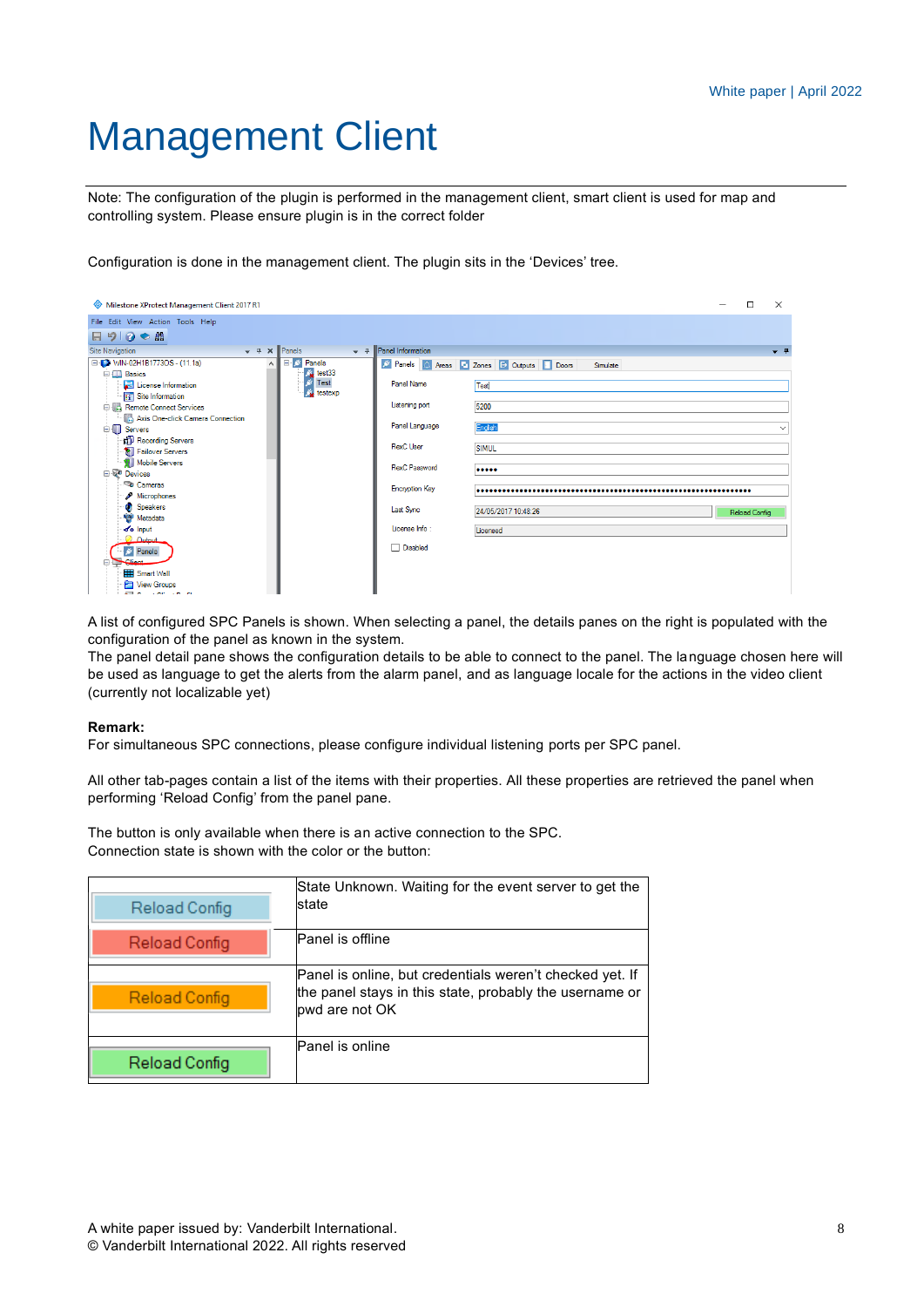# Management Client

Note: The configuration of the plugin is performed in the management client, smart client is used for map and controlling system. Please ensure plugin is in the correct folder

Configuration is done in the management client. The plugin sits in the 'Devices' tree.

A list of configured SPC Panels is shown. When selecting a panel, the details panes on the right is populated with the configuration of the panel as known in the system.
The panel detail pane shows the configuration details to be able to connect to the panel. The language chosen here will be used as language to get the alerts from the alarm panel, and as language locale for the actions in the video client (currently not localizable yet)

**Remark:**
For simultaneous SPC connections, please configure individual listening ports per SPC panel.

All other tab-pages contain a list of the items with their properties. All these properties are retrieved the panel when performing 'Reload Config' from the panel pane.

The button is only available when there is an active connection to the SPC.
Connection state is shown with the color or the button:

| | |
|---|---|
| Reload Config | State Unknown. Waiting for the event server to get the state |
| Reload Config | Panel is offline |
| Reload Config | Panel is online, but credentials weren't checked yet. If the panel stays in this state, probably the username or pwd are not OK |
| Reload Config | Panel is online |

A white paper issued by: Vanderbilt International.
© Vanderbilt International 2022. All rights reserved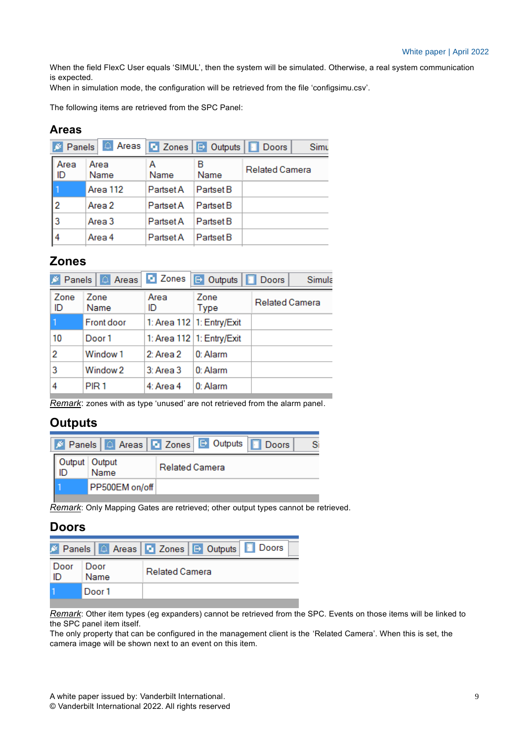When the field FlexC User equals ‘SIMUL’, then the system will be simulated. Otherwise, a real system communication is expected.
When in simulation mode, the configuration will be retrieved from the file ‘configsimu.csv’.

The following items are retrieved from the SPC Panel:

## Areas

| Area ID | Area Name | A Name | B Name | Related Camera |
|---|---|---|---|---|
| 1 | Area 112 | Partset A | Partset B | |
| 2 | Area 2 | Partset A | Partset B | |
| 3 | Area 3 | Partset A | Partset B | |
| 4 | Area 4 | Partset A | Partset B | |

## Zones

| Zone ID | Zone Name | Area ID | Zone Type | Related Camera |
|---|---|---|---|---|
| 1 | Front door | 1: Area 112 | 1: Entry/Exit | |
| 10 | Door 1 | 1: Area 112 | 1: Entry/Exit | |
| 2 | Window 1 | 2: Area 2 | 0: Alarm | |
| 3 | Window 2 | 3: Area 3 | 0: Alarm | |
| 4 | PIR 1 | 4: Area 4 | 0: Alarm | |

_Remark_: zones with as type ‘unused’ are not retrieved from the alarm panel.

## Outputs

| Output ID | Output Name | Related Camera |
|---|---|---|
| 1 | PP500EM on/off | |

_Remark_: Only Mapping Gates are retrieved; other output types cannot be retrieved.

## Doors

| Door ID | Door Name | Related Camera |
|---|---|---|
| 1 | Door 1 | |

_Remark_: Other item types (eg expanders) cannot be retrieved from the SPC. Events on those items will be linked to the SPC panel item itself.
The only property that can be configured in the management client is the ‘Related Camera’. When this is set, the camera image will be shown next to an event on this item.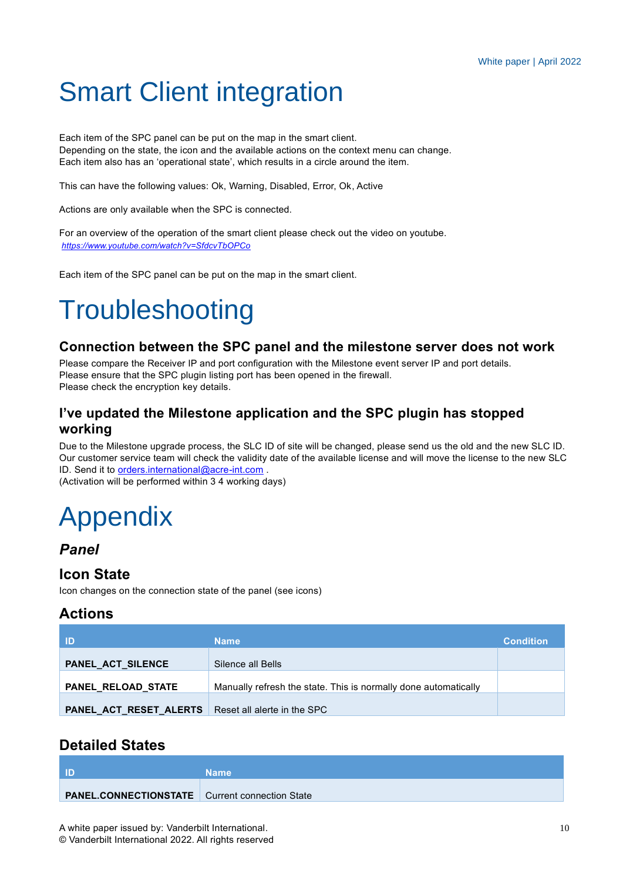// Smart Client integration

Each item of the SPC panel can be put on the map in the smart client.
Depending on the state, the icon and the available actions on the context menu can change.
Each item also has an 'operational state', which results in a circle around the item.

This can have the following values: Ok, Warning, Disabled, Error, Ok, Active

Actions are only available when the SPC is connected.

For an overview of the operation of the smart client please check out the video on youtube.
*https://www.youtube.com/watch?v=SfdcvTbOPCo*

Each item of the SPC panel can be put on the map in the smart client.

# Troubleshooting

### Connection between the SPC panel and the milestone server does not work

Please compare the Receiver IP and port configuration with the Milestone event server IP and port details.
Please ensure that the SPC plugin listing port has been opened in the firewall.
Please check the encryption key details.

### I've updated the Milestone application and the SPC plugin has stopped working

Due to the Milestone upgrade process, the SLC ID of site will be changed, please send us the old and the new SLC ID.
Our customer service team will check the validity date of the available license and will move the license to the new SLC ID. Send it to orders.international@acre-int.com .
(Activation will be performed within 3 4 working days)

# Appendix

## *Panel*

### Icon State

Icon changes on the connection state of the panel (see icons)

### Actions

| ID | Name | Condition |
|---|---|---|
| **PANEL_ACT_SILENCE** | Silence all Bells | |
| **PANEL_RELOAD_STATE** | Manually refresh the state. This is normally done automatically | |
| **PANEL_ACT_RESET_ALERTS** | Reset all alerte in the SPC | |

### Detailed States

| ID | Name |
|---|---|
| **PANEL.CONNECTIONSTATE** | Current connection State |

A white paper issued by: Vanderbilt International.
© Vanderbilt International 2022. All rights reserved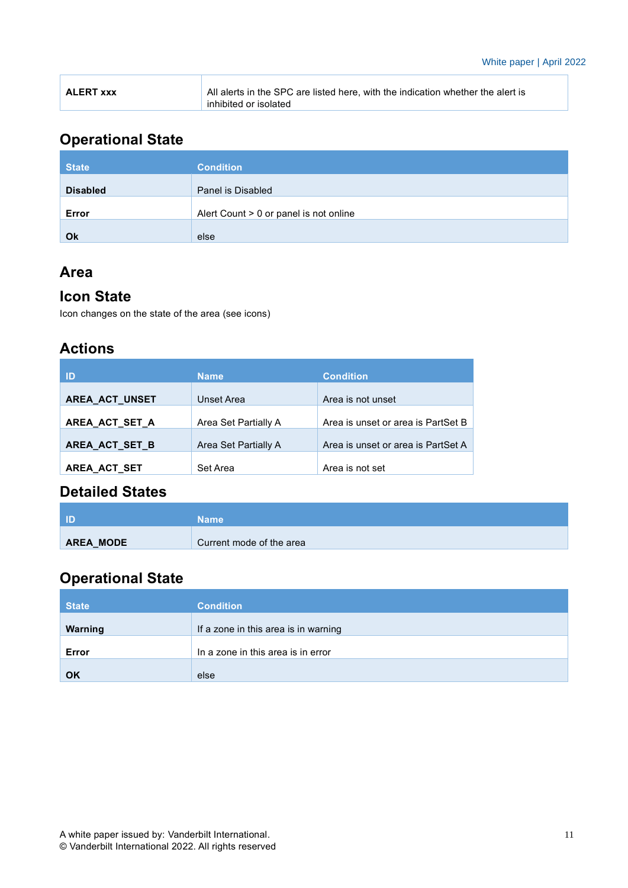| | |
|---|---|
| **ALERT xxx** | All alerts in the SPC are listed here, with the indication whether the alert is inhibited or isolated |

## Operational State

| State | Condition |
|---|---|
| **Disabled** | Panel is Disabled |
| **Error** | Alert Count > 0 or panel is not online |
| **Ok** | else |

# Area

## Icon State

Icon changes on the state of the area (see icons)

## Actions

| ID | Name | Condition |
|---|---|---|
| **AREA_ACT_UNSET** | Unset Area | Area is not unset |
| **AREA_ACT_SET_A** | Area Set Partially A | Area is unset or area is PartSet B |
| **AREA_ACT_SET_B** | Area Set Partially A | Area is unset or area is PartSet A |
| **AREA_ACT_SET** | Set Area | Area is not set |

## Detailed States

| ID | Name |
|---|---|
| **AREA_MODE** | Current mode of the area |

## Operational State

| State | Condition |
|---|---|
| **Warning** | If a zone in this area is in warning |
| **Error** | In a zone in this area is in error |
| **OK** | else |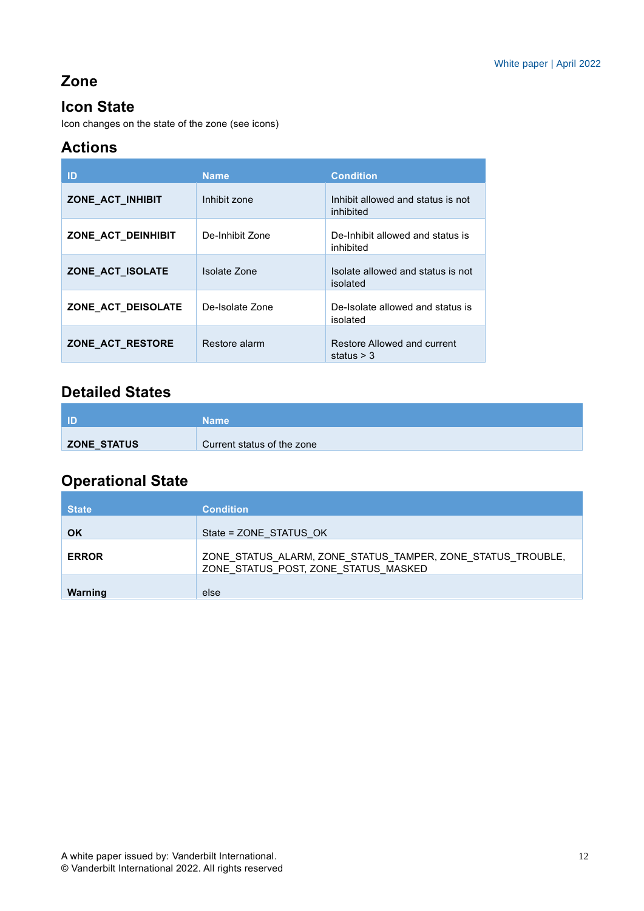# Zone

## Icon State

Icon changes on the state of the zone (see icons)

## Actions

| ID | Name | Condition |
| --- | --- | --- |
| **ZONE_ACT_INHIBIT** | Inhibit zone | Inhibit allowed and status is not inhibited |
| **ZONE_ACT_DEINHIBIT** | De-Inhibit Zone | De-Inhibit allowed and status is inhibited |
| **ZONE_ACT_ISOLATE** | Isolate Zone | Isolate allowed and status is not isolated |
| **ZONE_ACT_DEISOLATE** | De-Isolate Zone | De-Isolate allowed and status is isolated |
| **ZONE_ACT_RESTORE** | Restore alarm | Restore Allowed and current status > 3 |

## Detailed States

| ID | Name |
| --- | --- |
| **ZONE_STATUS** | Current status of the zone |

## Operational State

| State | Condition |
| --- | --- |
| **OK** | State = ZONE_STATUS_OK |
| **ERROR** | ZONE_STATUS_ALARM, ZONE_STATUS_TAMPER, ZONE_STATUS_TROUBLE, ZONE_STATUS_POST, ZONE_STATUS_MASKED |
| **Warning** | else |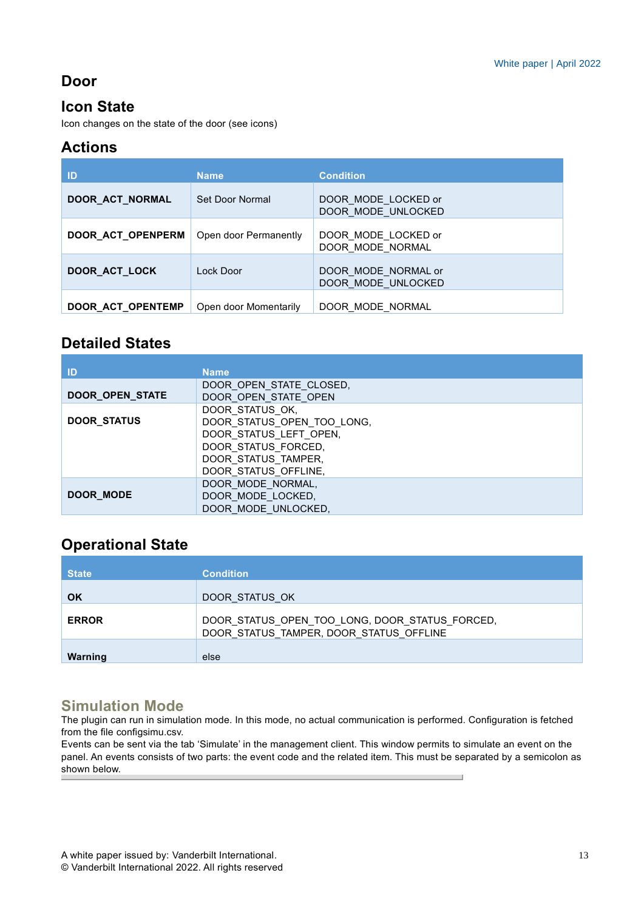## Door

## Icon State

Icon changes on the state of the door (see icons)

## Actions

| ID | Name | Condition |
|---|---|---|
| **DOOR_ACT_NORMAL** | Set Door Normal | DOOR_MODE_LOCKED or DOOR_MODE_UNLOCKED |
| **DOOR_ACT_OPENPERM** | Open door Permanently | DOOR_MODE_LOCKED or DOOR_MODE_NORMAL |
| **DOOR_ACT_LOCK** | Lock Door | DOOR_MODE_NORMAL or DOOR_MODE_UNLOCKED |
| **DOOR_ACT_OPENTEMP** | Open door Momentarily | DOOR_MODE_NORMAL |

## Detailed States

| ID | Name |
|---|---|
| **DOOR_OPEN_STATE** | DOOR_OPEN_STATE_CLOSED, DOOR_OPEN_STATE_OPEN |
| **DOOR_STATUS** | DOOR_STATUS_OK, DOOR_STATUS_OPEN_TOO_LONG, DOOR_STATUS_LEFT_OPEN, DOOR_STATUS_FORCED, DOOR_STATUS_TAMPER, DOOR_STATUS_OFFLINE, |
| **DOOR_MODE** | DOOR_MODE_NORMAL, DOOR_MODE_LOCKED, DOOR_MODE_UNLOCKED, |

## Operational State

| State | Condition |
|---|---|
| **OK** | DOOR_STATUS_OK |
| **ERROR** | DOOR_STATUS_OPEN_TOO_LONG, DOOR_STATUS_FORCED, DOOR_STATUS_TAMPER, DOOR_STATUS_OFFLINE |
| **Warning** | else |

## Simulation Mode

The plugin can run in simulation mode. In this mode, no actual communication is performed. Configuration is fetched from the file configsimu.csv.
Events can be sent via the tab 'Simulate' in the management client. This window permits to simulate an event on the panel. An events consists of two parts: the event code and the related item. This must be separated by a semicolon as shown below.

A white paper issued by: Vanderbilt International.
© Vanderbilt International 2022. All rights reserved